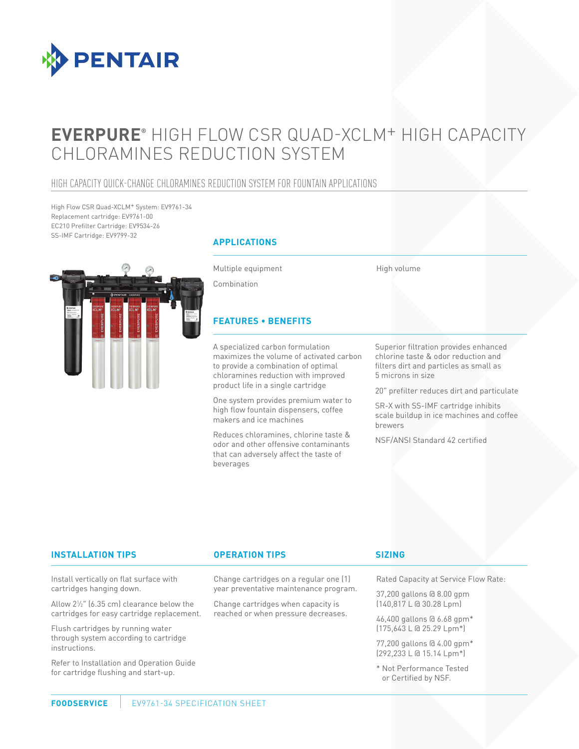# EVERPURE® HIGH FLOW CSR QUAD-XCLM+ HIGH CAPACITY CHLORAMINES REDUCTION SYSTEM

## HIGH CAPACITY QUICK-CHANGE CHLORAMINES REDUCTION SYSTEM FOR FOUNTAIN APPLICATIONS

High Flow CSR Quad-XCLM+ System: EV9761-34
Replacement cartridge: EV9761-00
EC210 Prefilter Cartridge: EV9534-26
SS-IMF Cartridge: EV9799-32

### APPLICATIONS

- Multiple equipment
- Combination
- High volume

### FEATURES • BENEFITS

- A specialized carbon formulation maximizes the volume of activated carbon to provide a combination of optimal chloramines reduction with improved product life in a single cartridge
- One system provides premium water to high flow fountain dispensers, coffee makers and ice machines
- Reduces chloramines, chlorine taste & odor and other offensive contaminants that can adversely affect the taste of beverages
- Superior filtration provides enhanced chlorine taste & odor reduction and filters dirt and particles as small as 5 microns in size
- 20" prefilter reduces dirt and particulate
- SR-X with SS-IMF cartridge inhibits scale buildup in ice machines and coffee brewers
- NSF/ANSI Standard 42 certified

### INSTALLATION TIPS

Install vertically on flat surface with cartridges hanging down.

Allow 2½" (6.35 cm) clearance below the cartridges for easy cartridge replacement.

Flush cartridges by running water through system according to cartridge instructions.

Refer to Installation and Operation Guide for cartridge flushing and start-up.

### OPERATION TIPS

Change cartridges on a regular one (1) year preventative maintenance program.

Change cartridges when capacity is reached or when pressure decreases.

### SIZING

Rated Capacity at Service Flow Rate:

37,200 gallons @ 8.00 gpm
(140,817 L @ 30.28 Lpm)

46,400 gallons @ 6.68 gpm*
(175,643 L @ 25.29 Lpm*)

77,200 gallons @ 4.00 gpm*
(292,233 L @ 15.14 Lpm*)

\* Not Performance Tested or Certified by NSF.

FOODSERVICE | EV9761-34 SPECIFICATION SHEET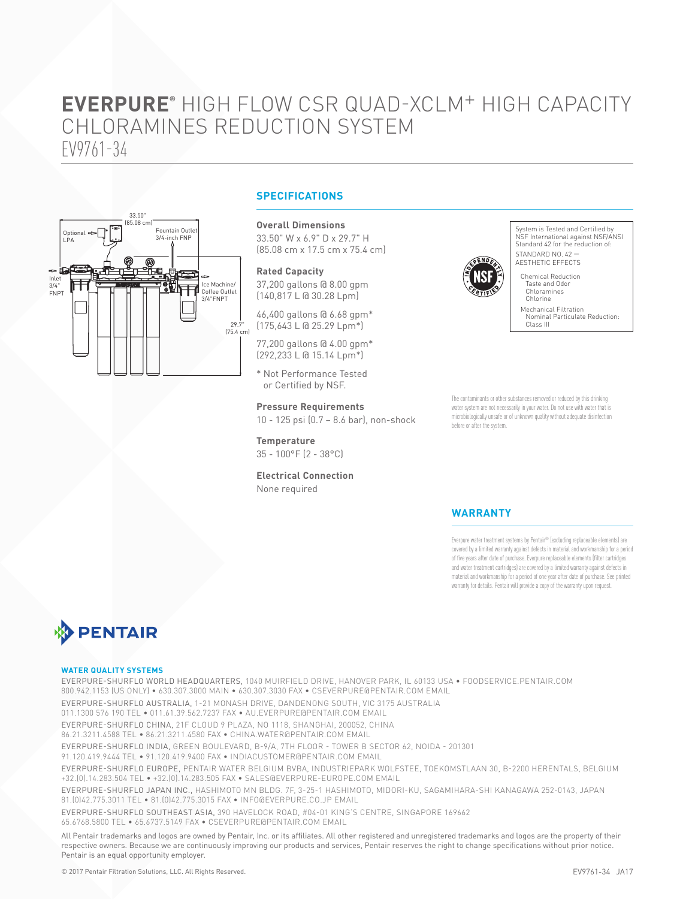# **EVERPURE**® HIGH FLOW CSR QUAD-XCLM+ HIGH CAPACITY CHLORAMINES REDUCTION SYSTEM

EV9761-34

33.50"
(85.08 cm)
Optional LPA
Fountain Outlet 3/4-inch FNP
Inlet 3/4" FNPT
Ice Machine/ Coffee Outlet 3/4"FNPT
29.7"
(75.4 cm)

## SPECIFICATIONS

**Overall Dimensions**
33.50" W x 6.9" D x 29.7" H
(85.08 cm x 17.5 cm x 75.4 cm)

**Rated Capacity**
37,200 gallons @ 8.00 gpm
(140,817 L @ 30.28 Lpm)

46,400 gallons @ 6.68 gpm*
(175,643 L @ 25.29 Lpm*)

77,200 gallons @ 4.00 gpm*
(292,233 L @ 15.14 Lpm*)

* Not Performance Tested or Certified by NSF.

**Pressure Requirements**
10 - 125 psi (0.7 – 8.6 bar), non-shock

**Temperature**
35 - 100°F (2 - 38°C)

**Electrical Connection**
None required

INDEPENDENTLY NSF CERTIFIED

System is Tested and Certified by NSF International against NSF/ANSI Standard 42 for the reduction of:

STANDARD NO. 42 — AESTHETIC EFFECTS

Chemical Reduction
- Taste and Odor
- Chloramines
- Chlorine

Mechanical Filtration
- Nominal Particulate Reduction: Class III

The contaminants or other substances removed or reduced by this drinking water system are not necessarily in your water. Do not use with water that is microbiologically unsafe or of unknown quality without adequate disinfection before or after the system.

## WARRANTY

Everpure water treatment systems by Pentair® (excluding replaceable elements) are covered by a limited warranty against defects in material and workmanship for a period of five years after date of purchase. Everpure replaceable elements (filter cartridges and water treatment cartridges) are covered by a limited warranty against defects in material and workmanship for a period of one year after date of purchase. See printed warranty for details. Pentair will provide a copy of the warranty upon request.

**PENTAIR**

**WATER QUALITY SYSTEMS**

EVERPURE-SHURFLO WORLD HEADQUARTERS, 1040 MUIRFIELD DRIVE, HANOVER PARK, IL 60133 USA • FOODSERVICE.PENTAIR.COM
800.942.1153 (US ONLY) • 630.307.3000 MAIN • 630.307.3030 FAX • CSEVERPURE@PENTAIR.COM EMAIL

EVERPURE-SHURFLO AUSTRALIA, 1-21 MONASH DRIVE, DANDENONG SOUTH, VIC 3175 AUSTRALIA
011.1300 576 190 TEL • 011.61.39.562.7237 FAX • AU.EVERPURE@PENTAIR.COM EMAIL

EVERPURE-SHURFLO CHINA, 21F CLOUD 9 PLAZA, NO 1118, SHANGHAI, 200052, CHINA
86.21.3211.4588 TEL • 86.21.3211.4580 FAX • CHINA.WATER@PENTAIR.COM EMAIL

EVERPURE-SHURFLO INDIA, GREEN BOULEVARD, B-9/A, 7TH FLOOR - TOWER B SECTOR 62, NOIDA - 201301
91.120.419.9444 TEL • 91.120.419.9400 FAX • INDIACUSTOMER@PENTAIR.COM EMAIL

EVERPURE-SHURFLO EUROPE, PENTAIR WATER BELGIUM BVBA, INDUSTRIEPARK WOLFSTEE, TOEKOMSTLAAN 30, B-2200 HERENTALS, BELGIUM
+32.(0).14.283.504 TEL • +32.(0).14.283.505 FAX • SALES@EVERPURE-EUROPE.COM EMAIL

EVERPURE-SHURFLO JAPAN INC., HASHIMOTO MN BLDG. 7F, 3-25-1 HASHIMOTO, MIDORI-KU, SAGAMIHARA-SHI KANAGAWA 252-0143, JAPAN
81.(0)42.775.3011 TEL • 81.(0)42.775.3015 FAX • INFO@EVERPURE.CO.JP EMAIL

EVERPURE-SHURFLO SOUTHEAST ASIA, 390 HAVELOCK ROAD, #04-01 KING'S CENTRE, SINGAPORE 169662
65.6768.5800 TEL • 65.6737.5149 FAX • CSEVERPURE@PENTAIR.COM EMAIL

All Pentair trademarks and logos are owned by Pentair, Inc. or its affiliates. All other registered and unregistered trademarks and logos are the property of their respective owners. Because we are continuously improving our products and services, Pentair reserves the right to change specifications without prior notice. Pentair is an equal opportunity employer.

© 2017 Pentair Filtration Solutions, LLC. All Rights Reserved.

EV9761-34 JA17